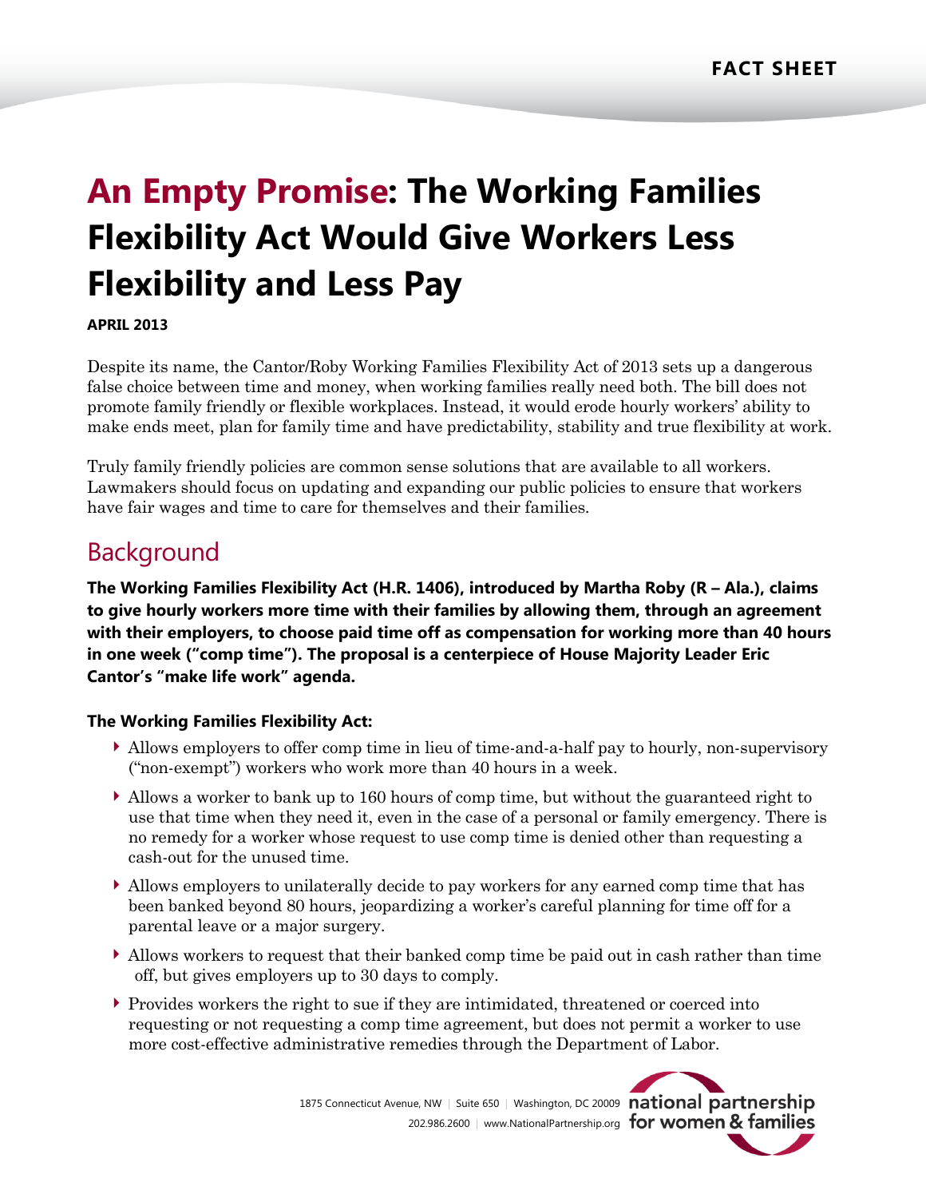FACT SHEET

# An Empty Promise: The Working Families Flexibility Act Would Give Workers Less Flexibility and Less Pay

**APRIL 2013**

Despite its name, the Cantor/Roby Working Families Flexibility Act of 2013 sets up a dangerous false choice between time and money, when working families really need both. The bill does not promote family friendly or flexible workplaces. Instead, it would erode hourly workers' ability to make ends meet, plan for family time and have predictability, stability and true flexibility at work.

Truly family friendly policies are common sense solutions that are available to all workers. Lawmakers should focus on updating and expanding our public policies to ensure that workers have fair wages and time to care for themselves and their families.

## Background

**The Working Families Flexibility Act (H.R. 1406), introduced by Martha Roby (R – Ala.), claims to give hourly workers more time with their families by allowing them, through an agreement with their employers, to choose paid time off as compensation for working more than 40 hours in one week ("comp time"). The proposal is a centerpiece of House Majority Leader Eric Cantor's "make life work" agenda.**

### The Working Families Flexibility Act:

- Allows employers to offer comp time in lieu of time-and-a-half pay to hourly, non-supervisory ("non-exempt") workers who work more than 40 hours in a week.
- Allows a worker to bank up to 160 hours of comp time, but without the guaranteed right to use that time when they need it, even in the case of a personal or family emergency. There is no remedy for a worker whose request to use comp time is denied other than requesting a cash-out for the unused time.
- Allows employers to unilaterally decide to pay workers for any earned comp time that has been banked beyond 80 hours, jeopardizing a worker's careful planning for time off for a parental leave or a major surgery.
- Allows workers to request that their banked comp time be paid out in cash rather than time off, but gives employers up to 30 days to comply.
- Provides workers the right to sue if they are intimidated, threatened or coerced into requesting or not requesting a comp time agreement, but does not permit a worker to use more cost-effective administrative remedies through the Department of Labor.

1875 Connecticut Avenue, NW | Suite 650 | Washington, DC 20009 | 202.986.2600 | www.NationalPartnership.org

national partnership for women & families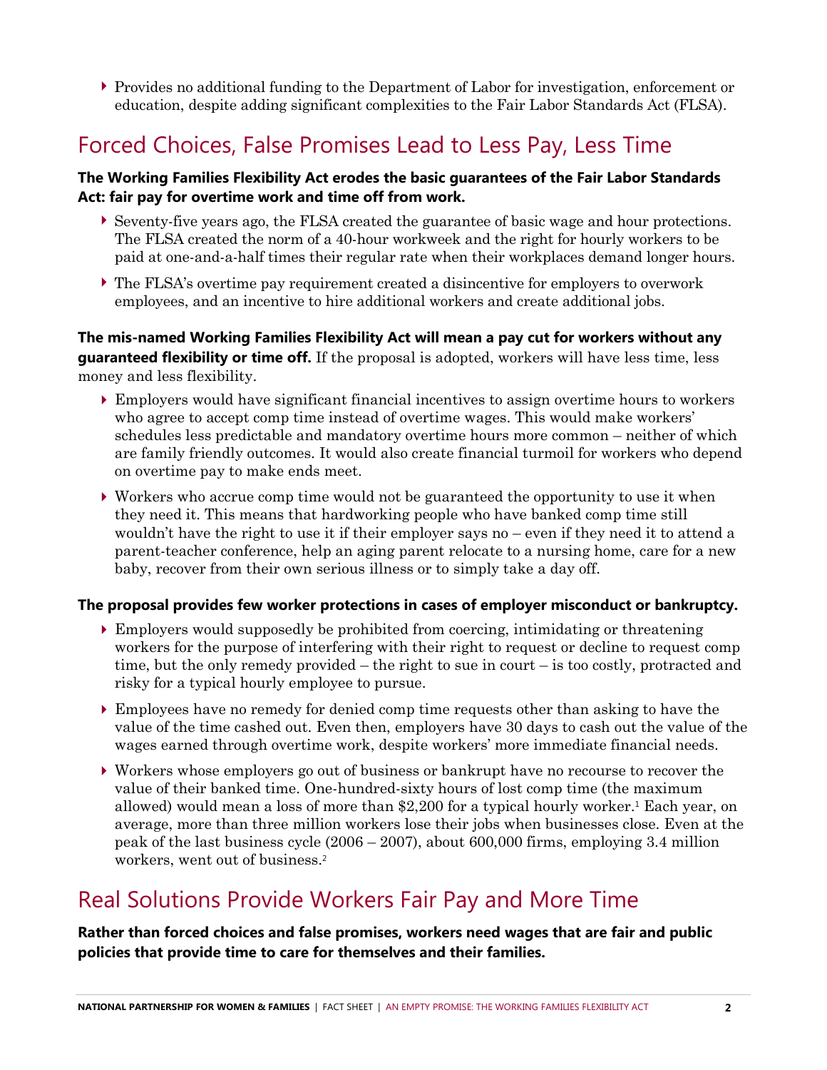- Provides no additional funding to the Department of Labor for investigation, enforcement or education, despite adding significant complexities to the Fair Labor Standards Act (FLSA).

## Forced Choices, False Promises Lead to Less Pay, Less Time

**The Working Families Flexibility Act erodes the basic guarantees of the Fair Labor Standards Act: fair pay for overtime work and time off from work.**

- Seventy-five years ago, the FLSA created the guarantee of basic wage and hour protections. The FLSA created the norm of a 40-hour workweek and the right for hourly workers to be paid at one-and-a-half times their regular rate when their workplaces demand longer hours.
- The FLSA's overtime pay requirement created a disincentive for employers to overwork employees, and an incentive to hire additional workers and create additional jobs.

**The mis-named Working Families Flexibility Act will mean a pay cut for workers without any guaranteed flexibility or time off.** If the proposal is adopted, workers will have less time, less money and less flexibility.

- Employers would have significant financial incentives to assign overtime hours to workers who agree to accept comp time instead of overtime wages. This would make workers' schedules less predictable and mandatory overtime hours more common – neither of which are family friendly outcomes. It would also create financial turmoil for workers who depend on overtime pay to make ends meet.
- Workers who accrue comp time would not be guaranteed the opportunity to use it when they need it. This means that hardworking people who have banked comp time still wouldn't have the right to use it if their employer says no – even if they need it to attend a parent-teacher conference, help an aging parent relocate to a nursing home, care for a new baby, recover from their own serious illness or to simply take a day off.

**The proposal provides few worker protections in cases of employer misconduct or bankruptcy.**

- Employers would supposedly be prohibited from coercing, intimidating or threatening workers for the purpose of interfering with their right to request or decline to request comp time, but the only remedy provided – the right to sue in court – is too costly, protracted and risky for a typical hourly employee to pursue.
- Employees have no remedy for denied comp time requests other than asking to have the value of the time cashed out. Even then, employers have 30 days to cash out the value of the wages earned through overtime work, despite workers' more immediate financial needs.
- Workers whose employers go out of business or bankrupt have no recourse to recover the value of their banked time. One-hundred-sixty hours of lost comp time (the maximum allowed) would mean a loss of more than $2,200 for a typical hourly worker.[1] Each year, on average, more than three million workers lose their jobs when businesses close. Even at the peak of the last business cycle (2006 – 2007), about 600,000 firms, employing 3.4 million workers, went out of business.[2]

## Real Solutions Provide Workers Fair Pay and More Time

**Rather than forced choices and false promises, workers need wages that are fair and public policies that provide time to care for themselves and their families.**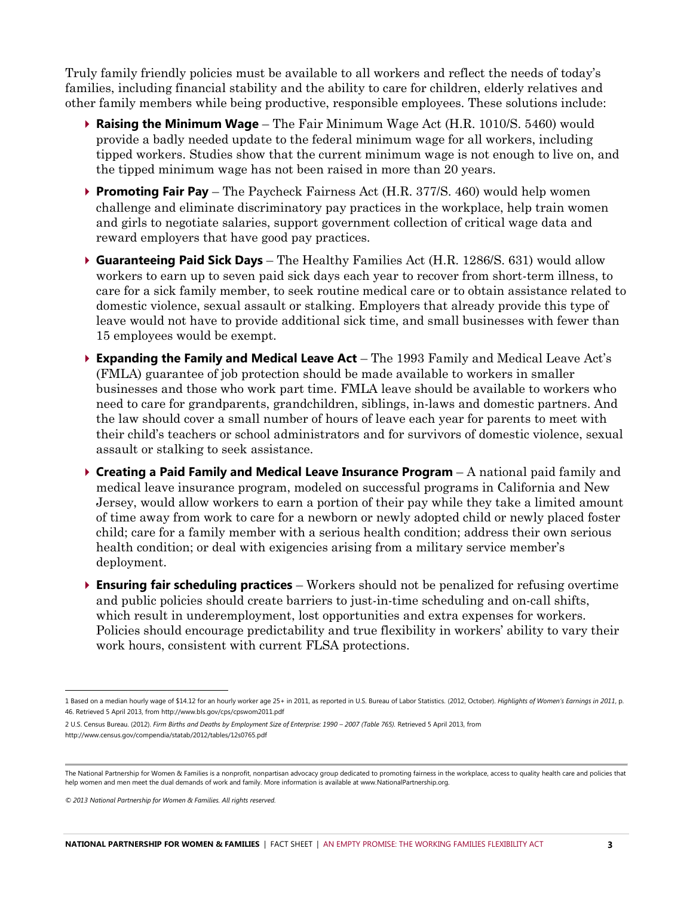Truly family friendly policies must be available to all workers and reflect the needs of today's families, including financial stability and the ability to care for children, elderly relatives and other family members while being productive, responsible employees. These solutions include:

- **Raising the Minimum Wage** – The Fair Minimum Wage Act (H.R. 1010/S. 5460) would provide a badly needed update to the federal minimum wage for all workers, including tipped workers. Studies show that the current minimum wage is not enough to live on, and the tipped minimum wage has not been raised in more than 20 years.
- **Promoting Fair Pay** – The Paycheck Fairness Act (H.R. 377/S. 460) would help women challenge and eliminate discriminatory pay practices in the workplace, help train women and girls to negotiate salaries, support government collection of critical wage data and reward employers that have good pay practices.
- **Guaranteeing Paid Sick Days** – The Healthy Families Act (H.R. 1286/S. 631) would allow workers to earn up to seven paid sick days each year to recover from short-term illness, to care for a sick family member, to seek routine medical care or to obtain assistance related to domestic violence, sexual assault or stalking. Employers that already provide this type of leave would not have to provide additional sick time, and small businesses with fewer than 15 employees would be exempt.
- **Expanding the Family and Medical Leave Act** – The 1993 Family and Medical Leave Act's (FMLA) guarantee of job protection should be made available to workers in smaller businesses and those who work part time. FMLA leave should be available to workers who need to care for grandparents, grandchildren, siblings, in-laws and domestic partners. And the law should cover a small number of hours of leave each year for parents to meet with their child's teachers or school administrators and for survivors of domestic violence, sexual assault or stalking to seek assistance.
- **Creating a Paid Family and Medical Leave Insurance Program** – A national paid family and medical leave insurance program, modeled on successful programs in California and New Jersey, would allow workers to earn a portion of their pay while they take a limited amount of time away from work to care for a newborn or newly adopted child or newly placed foster child; care for a family member with a serious health condition; address their own serious health condition; or deal with exigencies arising from a military service member's deployment.
- **Ensuring fair scheduling practices** – Workers should not be penalized for refusing overtime and public policies should create barriers to just-in-time scheduling and on-call shifts, which result in underemployment, lost opportunities and extra expenses for workers. Policies should encourage predictability and true flexibility in workers' ability to vary their work hours, consistent with current FLSA protections.

---

1 Based on a median hourly wage of $14.12 for an hourly worker age 25+ in 2011, as reported in U.S. Bureau of Labor Statistics. (2012, October). *Highlights of Women's Earnings in 2011*, p. 46. Retrieved 5 April 2013, from http://www.bls.gov/cps/cpswom2011.pdf

2 U.S. Census Bureau. (2012). *Firm Births and Deaths by Employment Size of Enterprise: 1990 – 2007 (Table 765).* Retrieved 5 April 2013, from http://www.census.gov/compendia/statab/2012/tables/12s0765.pdf

---

The National Partnership for Women & Families is a nonprofit, nonpartisan advocacy group dedicated to promoting fairness in the workplace, access to quality health care and policies that help women and men meet the dual demands of work and family. More information is available at www.NationalPartnership.org.

*© 2013 National Partnership for Women & Families. All rights reserved.*